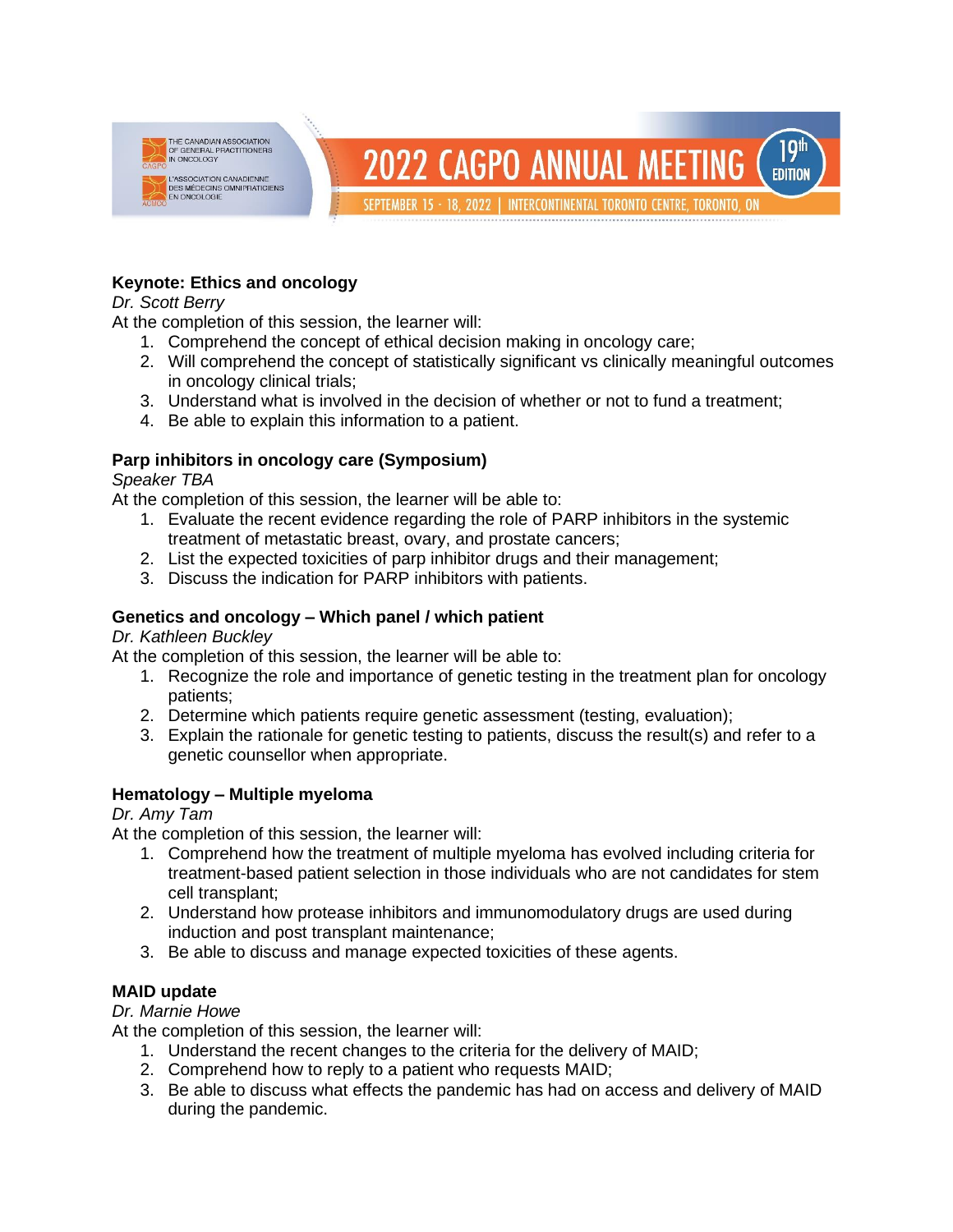THE CANADIAN ASSOCIATION OF GENERAL PRACTITIONERS IN ONCOLOGY (CAGPO)
L'ASSOCIATION CANADIENNE DES MÉDECINS OMNIPRATICIENS EN ONCOLOGIE (ACMOO)

# 2022 CAGPO ANNUAL MEETING — 19th EDITION

SEPTEMBER 15 - 18, 2022 | INTERCONTINENTAL TORONTO CENTRE, TORONTO, ON

### Keynote: Ethics and oncology

*Dr. Scott Berry*

At the completion of this session, the learner will:

1. Comprehend the concept of ethical decision making in oncology care;
2. Will comprehend the concept of statistically significant vs clinically meaningful outcomes in oncology clinical trials;
3. Understand what is involved in the decision of whether or not to fund a treatment;
4. Be able to explain this information to a patient.

### Parp inhibitors in oncology care (Symposium)

*Speaker TBA*

At the completion of this session, the learner will be able to:

1. Evaluate the recent evidence regarding the role of PARP inhibitors in the systemic treatment of metastatic breast, ovary, and prostate cancers;
2. List the expected toxicities of parp inhibitor drugs and their management;
3. Discuss the indication for PARP inhibitors with patients.

### Genetics and oncology – Which panel / which patient

*Dr. Kathleen Buckley*

At the completion of this session, the learner will be able to:

1. Recognize the role and importance of genetic testing in the treatment plan for oncology patients;
2. Determine which patients require genetic assessment (testing, evaluation);
3. Explain the rationale for genetic testing to patients, discuss the result(s) and refer to a genetic counsellor when appropriate.

### Hematology – Multiple myeloma

*Dr. Amy Tam*

At the completion of this session, the learner will:

1. Comprehend how the treatment of multiple myeloma has evolved including criteria for treatment-based patient selection in those individuals who are not candidates for stem cell transplant;
2. Understand how protease inhibitors and immunomodulatory drugs are used during induction and post transplant maintenance;
3. Be able to discuss and manage expected toxicities of these agents.

### MAID update

*Dr. Marnie Howe*

At the completion of this session, the learner will:

1. Understand the recent changes to the criteria for the delivery of MAID;
2. Comprehend how to reply to a patient who requests MAID;
3. Be able to discuss what effects the pandemic has had on access and delivery of MAID during the pandemic.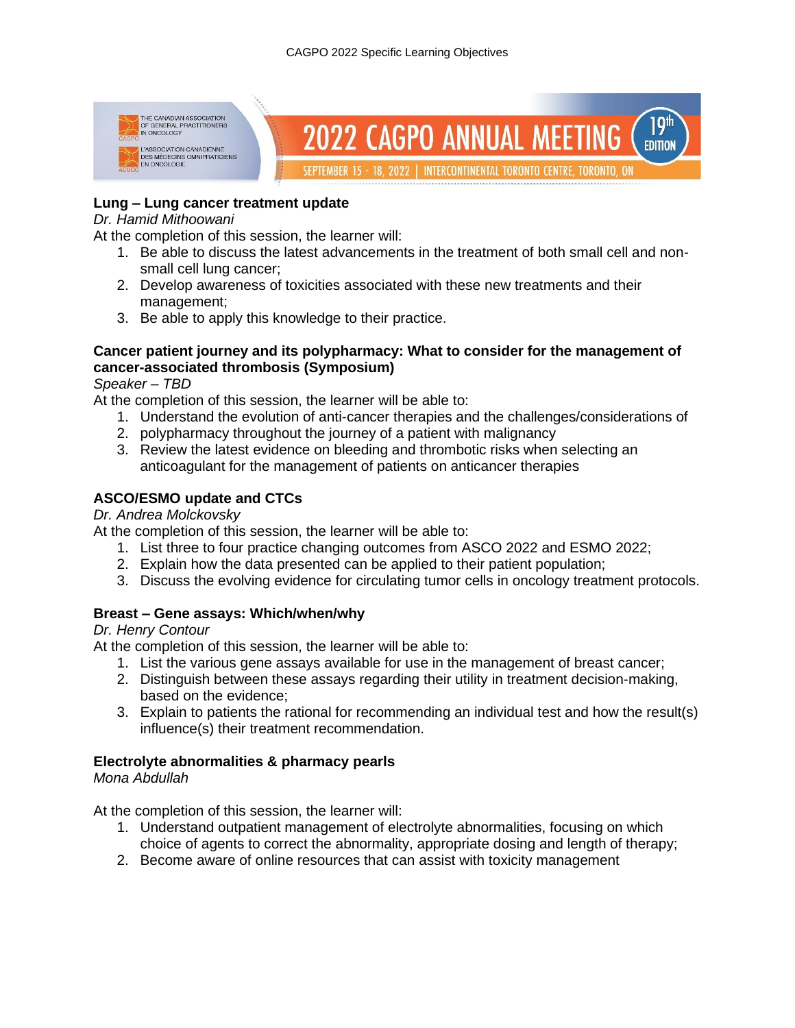### Lung – Lung cancer treatment update

*Dr. Hamid Mithoowani*

At the completion of this session, the learner will:

1. Be able to discuss the latest advancements in the treatment of both small cell and non-small cell lung cancer;
2. Develop awareness of toxicities associated with these new treatments and their management;
3. Be able to apply this knowledge to their practice.

### Cancer patient journey and its polypharmacy: What to consider for the management of cancer-associated thrombosis (Symposium)

*Speaker – TBD*

At the completion of this session, the learner will be able to:

1. Understand the evolution of anti-cancer therapies and the challenges/considerations of
2. polypharmacy throughout the journey of a patient with malignancy
3. Review the latest evidence on bleeding and thrombotic risks when selecting an anticoagulant for the management of patients on anticancer therapies

### ASCO/ESMO update and CTCs

*Dr. Andrea Molckovsky*

At the completion of this session, the learner will be able to:

1. List three to four practice changing outcomes from ASCO 2022 and ESMO 2022;
2. Explain how the data presented can be applied to their patient population;
3. Discuss the evolving evidence for circulating tumor cells in oncology treatment protocols.

### Breast – Gene assays: Which/when/why

*Dr. Henry Contour*

At the completion of this session, the learner will be able to:

1. List the various gene assays available for use in the management of breast cancer;
2. Distinguish between these assays regarding their utility in treatment decision-making, based on the evidence;
3. Explain to patients the rational for recommending an individual test and how the result(s) influence(s) their treatment recommendation.

### Electrolyte abnormalities & pharmacy pearls

*Mona Abdullah*

At the completion of this session, the learner will:

1. Understand outpatient management of electrolyte abnormalities, focusing on which choice of agents to correct the abnormality, appropriate dosing and length of therapy;
2. Become aware of online resources that can assist with toxicity management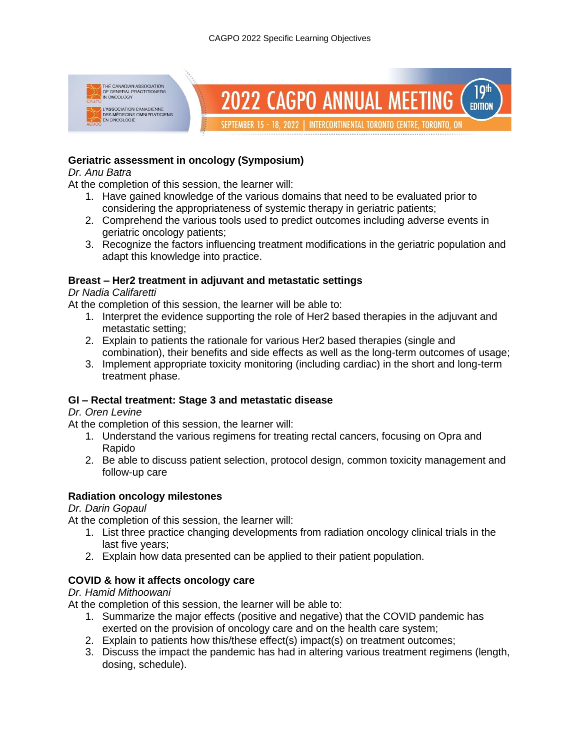**Geriatric assessment in oncology (Symposium)**

*Dr. Anu Batra*

At the completion of this session, the learner will:

1. Have gained knowledge of the various domains that need to be evaluated prior to considering the appropriateness of systemic therapy in geriatric patients;
2. Comprehend the various tools used to predict outcomes including adverse events in geriatric oncology patients;
3. Recognize the factors influencing treatment modifications in the geriatric population and adapt this knowledge into practice.

**Breast – Her2 treatment in adjuvant and metastatic settings**

*Dr Nadia Califaretti*

At the completion of this session, the learner will be able to:

1. Interpret the evidence supporting the role of Her2 based therapies in the adjuvant and metastatic setting;
2. Explain to patients the rationale for various Her2 based therapies (single and combination), their benefits and side effects as well as the long-term outcomes of usage;
3. Implement appropriate toxicity monitoring (including cardiac) in the short and long-term treatment phase.

**GI – Rectal treatment: Stage 3 and metastatic disease**

*Dr. Oren Levine*

At the completion of this session, the learner will:

1. Understand the various regimens for treating rectal cancers, focusing on Opra and Rapido
2. Be able to discuss patient selection, protocol design, common toxicity management and follow-up care

**Radiation oncology milestones**

*Dr. Darin Gopaul*

At the completion of this session, the learner will:

1. List three practice changing developments from radiation oncology clinical trials in the last five years;
2. Explain how data presented can be applied to their patient population.

**COVID & how it affects oncology care**

*Dr. Hamid Mithoowani*

At the completion of this session, the learner will be able to:

1. Summarize the major effects (positive and negative) that the COVID pandemic has exerted on the provision of oncology care and on the health care system;
2. Explain to patients how this/these effect(s) impact(s) on treatment outcomes;
3. Discuss the impact the pandemic has had in altering various treatment regimens (length, dosing, schedule).